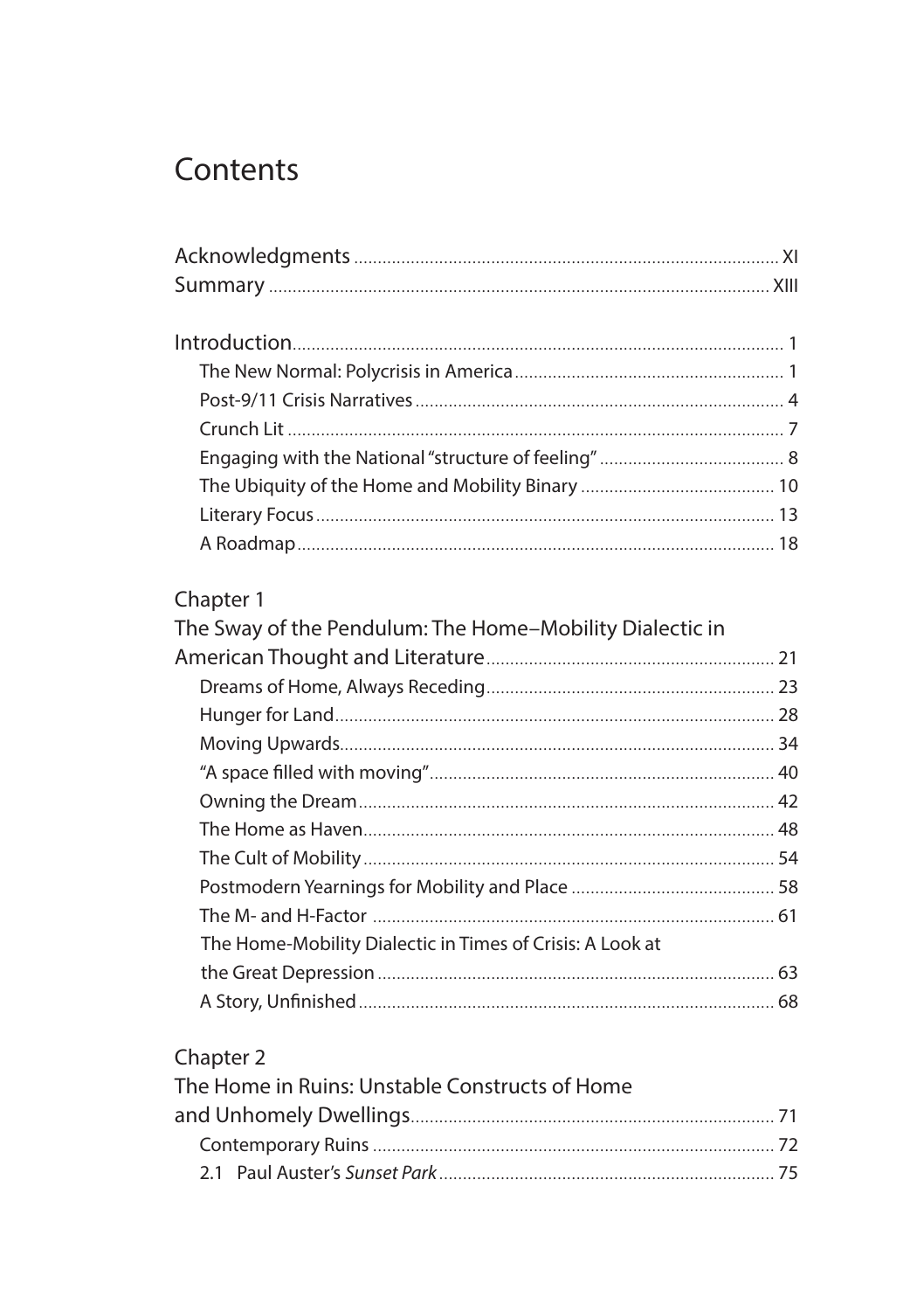# Contents

Acknowledgments ........................................................................................ XI
Summary ......................................................................................................... XIII

Introduction........................................................................................................ 1
- The New Normal: Polycrisis in America .......................................................... 1
- Post-9/11 Crisis Narratives .............................................................................. 4
- Crunch Lit ......................................................................................................... 7
- Engaging with the National "structure of feeling" ....................................... 8
- The Ubiquity of the Home and Mobility Binary ......................................... 10
- Literary Focus ................................................................................................. 13
- A Roadmap ..................................................................................................... 18

Chapter 1
The Sway of the Pendulum: The Home–Mobility Dialectic in American Thought and Literature ............................................................ 21
- Dreams of Home, Always Receding ............................................................. 23
- Hunger for Land ............................................................................................. 28
- Moving Upwards ............................................................................................ 34
- "A space filled with moving" ......................................................................... 40
- Owning the Dream ......................................................................................... 42
- The Home as Haven ....................................................................................... 48
- The Cult of Mobility ....................................................................................... 54
- Postmodern Yearnings for Mobility and Place ........................................... 58
- The M- and H-Factor ..................................................................................... 61
- The Home-Mobility Dialectic in Times of Crisis: A Look at the Great Depression ....................................................................................... 63
- A Story, Unfinished ........................................................................................ 68

Chapter 2
The Home in Ruins: Unstable Constructs of Home and Unhomely Dwellings ............................................................................. 71
- Contemporary Ruins ..................................................................................... 72
- 2.1 Paul Auster's *Sunset Park* ...................................................................... 75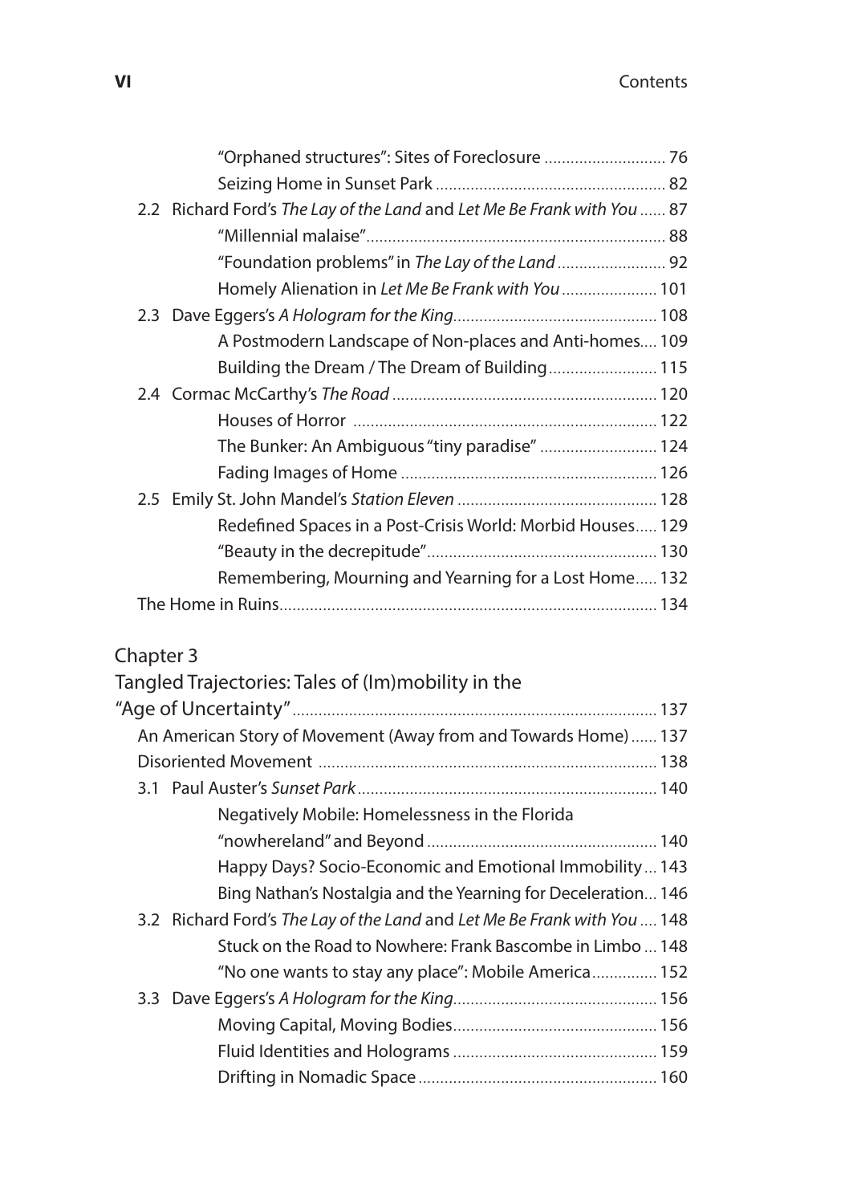"Orphaned structures": Sites of Foreclosure ........................... 76

Seizing Home in Sunset Park ..................................................... 82

2.2 Richard Ford's *The Lay of the Land* and *Let Me Be Frank with You* ...... 87

"Millennial malaise"..................................................................... 88

"Foundation problems" in *The Lay of the Land* ......................... 92

Homely Alienation in *Let Me Be Frank with You* ...................... 101

2.3 Dave Eggers's *A Hologram for the King*............................................... 108

A Postmodern Landscape of Non-places and Anti-homes.... 109

Building the Dream / The Dream of Building......................... 115

2.4 Cormac McCarthy's *The Road* ............................................................. 120

Houses of Horror ...................................................................... 122

The Bunker: An Ambiguous "tiny paradise" ........................... 124

Fading Images of Home ........................................................... 126

2.5 Emily St. John Mandel's *Station Eleven* .............................................. 128

Redefined Spaces in a Post-Crisis World: Morbid Houses..... 129

"Beauty in the decrepitude"..................................................... 130

Remembering, Mourning and Yearning for a Lost Home..... 132

The Home in Ruins....................................................................................... 134

## Chapter 3
## Tangled Trajectories: Tales of (Im)mobility in the "Age of Uncertainty" ..................................................................................... 137

An American Story of Movement (Away from and Towards Home) ...... 137

Disoriented Movement .............................................................................. 138

3.1 Paul Auster's *Sunset Park* ..................................................................... 140

Negatively Mobile: Homelessness in the Florida "nowhereland" and Beyond ..................................................... 140

Happy Days? Socio-Economic and Emotional Immobility ... 143

Bing Nathan's Nostalgia and the Yearning for Deceleration... 146

3.2 Richard Ford's *The Lay of the Land* and *Let Me Be Frank with You* .... 148

Stuck on the Road to Nowhere: Frank Bascombe in Limbo ... 148

"No one wants to stay any place": Mobile America............... 152

3.3 Dave Eggers's *A Hologram for the King*............................................... 156

Moving Capital, Moving Bodies................................................ 156

Fluid Identities and Holograms ............................................... 159

Drifting in Nomadic Space ....................................................... 160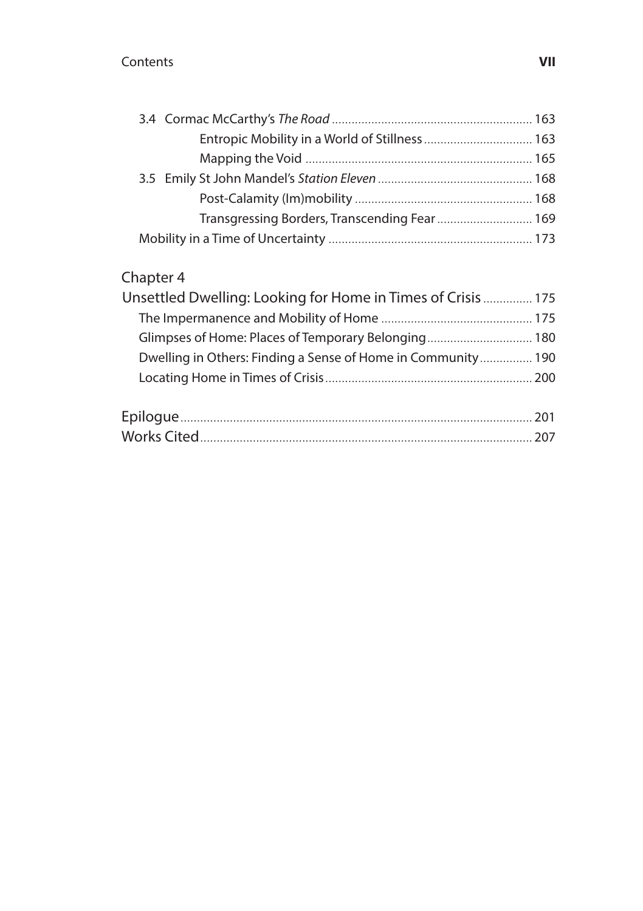3.4 Cormac McCarthy's *The Road* ........................................................ 163

Entropic Mobility in a World of Stillness ................................ 163

Mapping the Void ...................................................................... 165

3.5 Emily St John Mandel's *Station Eleven* ............................................ 168

Post-Calamity (Im)mobility ...................................................... 168

Transgressing Borders, Transcending Fear ............................ 169

Mobility in a Time of Uncertainty ........................................................ 173

## Chapter 4

## Unsettled Dwelling: Looking for Home in Times of Crisis ............... 175

The Impermanence and Mobility of Home ........................................... 175

Glimpses of Home: Places of Temporary Belonging ............................ 180

Dwelling in Others: Finding a Sense of Home in Community ................ 190

Locating Home in Times of Crisis ......................................................... 200

## Epilogue ........................................................................................... 201

## Works Cited ..................................................................................... 207